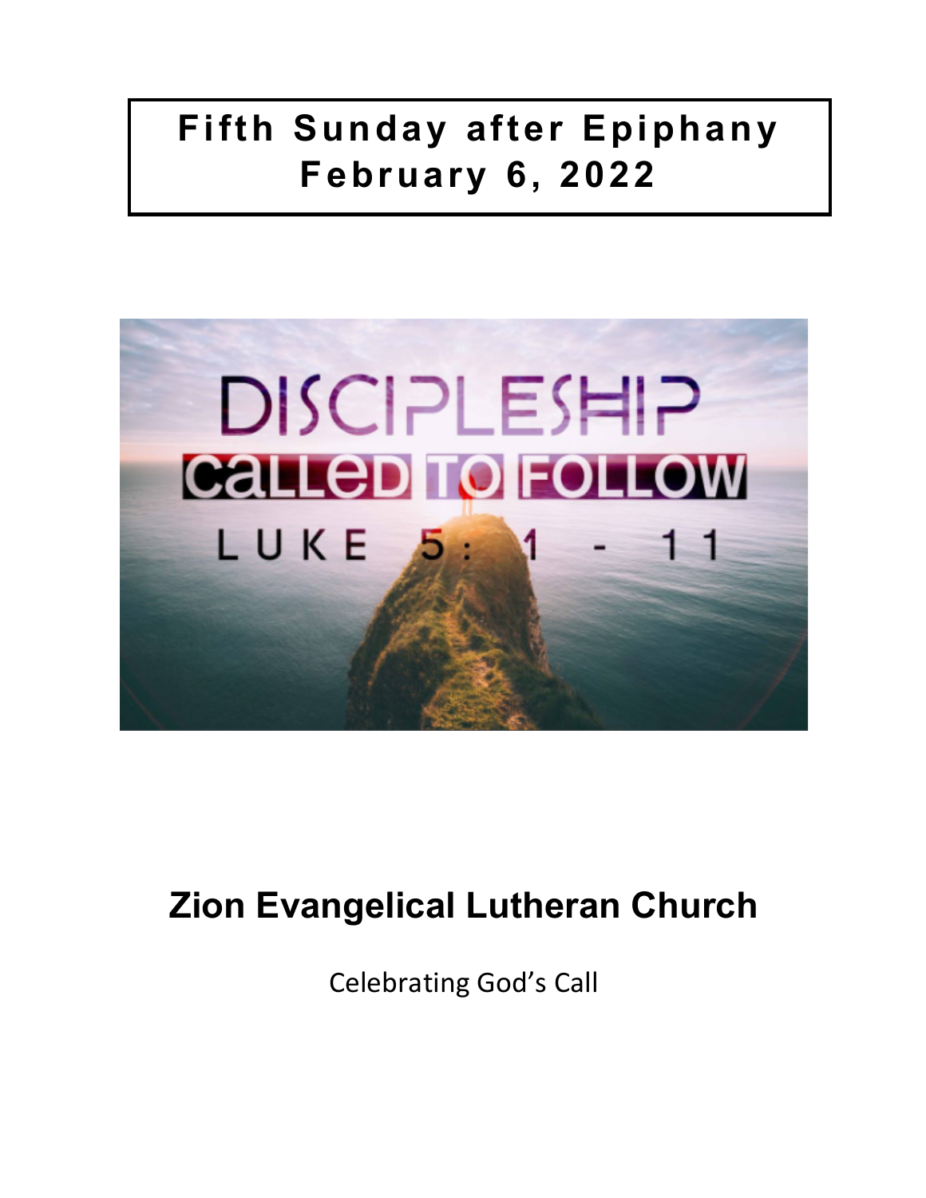# Fifth Sunday after Epiphany
# February 6, 2022

DISCIPLESHIP

CALLED TO FOLLOW

LUKE 5: 1 - 11

## Zion Evangelical Lutheran Church

Celebrating God's Call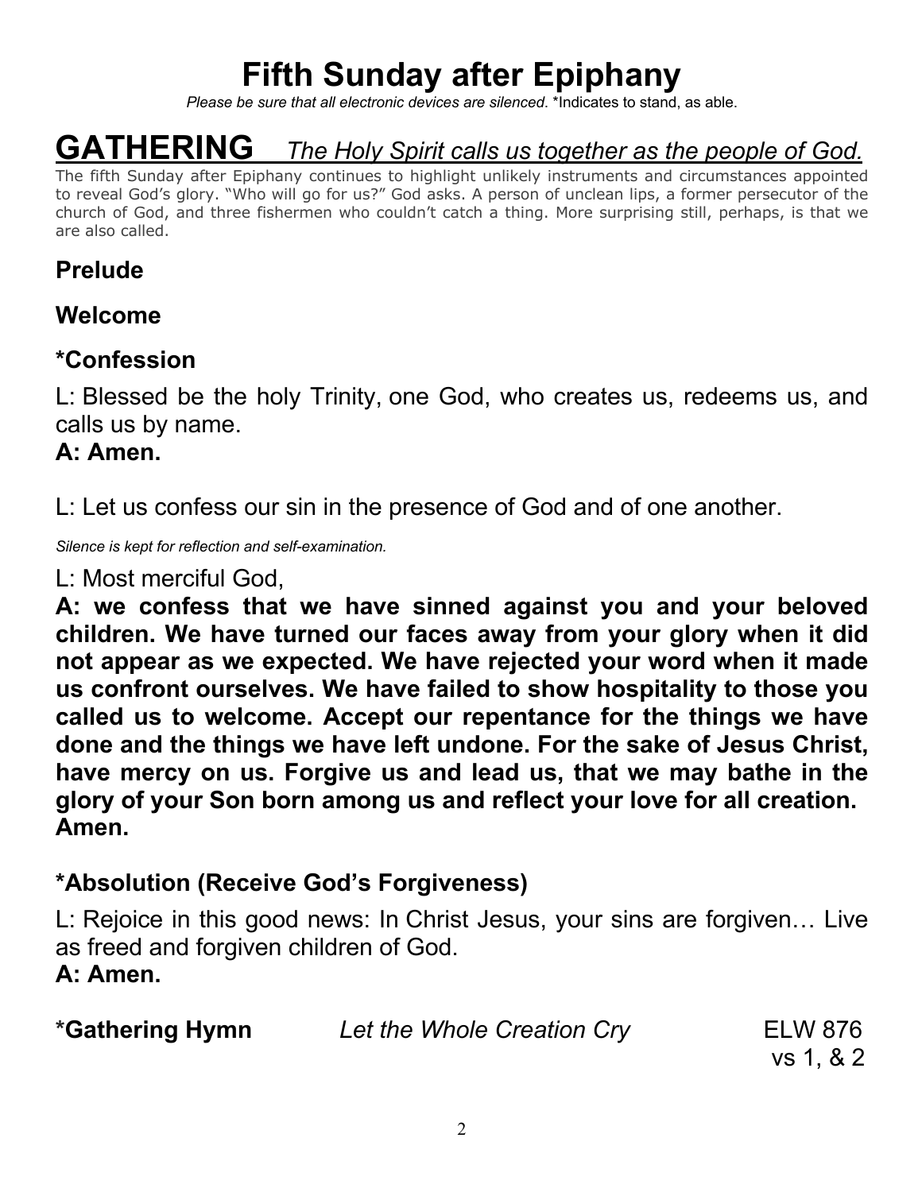# Fifth Sunday after Epiphany

*Please be sure that all electronic devices are silenced.* *Indicates to stand, as able.

# GATHERING *The Holy Spirit calls us together as the people of God.*

The fifth Sunday after Epiphany continues to highlight unlikely instruments and circumstances appointed to reveal God's glory. "Who will go for us?" God asks. A person of unclean lips, a former persecutor of the church of God, and three fishermen who couldn't catch a thing. More surprising still, perhaps, is that we are also called.

## Prelude

## Welcome

## *Confession

L: Blessed be the holy Trinity, one God, who creates us, redeems us, and calls us by name.

**A: Amen.**

L: Let us confess our sin in the presence of God and of one another.

*Silence is kept for reflection and self-examination.*

L: Most merciful God,

**A: we confess that we have sinned against you and your beloved children. We have turned our faces away from your glory when it did not appear as we expected. We have rejected your word when it made us confront ourselves. We have failed to show hospitality to those you called us to welcome. Accept our repentance for the things we have done and the things we have left undone. For the sake of Jesus Christ, have mercy on us. Forgive us and lead us, that we may bathe in the glory of your Son born among us and reflect your love for all creation. Amen.**

## *Absolution (Receive God's Forgiveness)

L: Rejoice in this good news: In Christ Jesus, your sins are forgiven… Live as freed and forgiven children of God.

**A: Amen.**

**\*Gathering Hymn** *Let the Whole Creation Cry* ELW 876 vs 1, & 2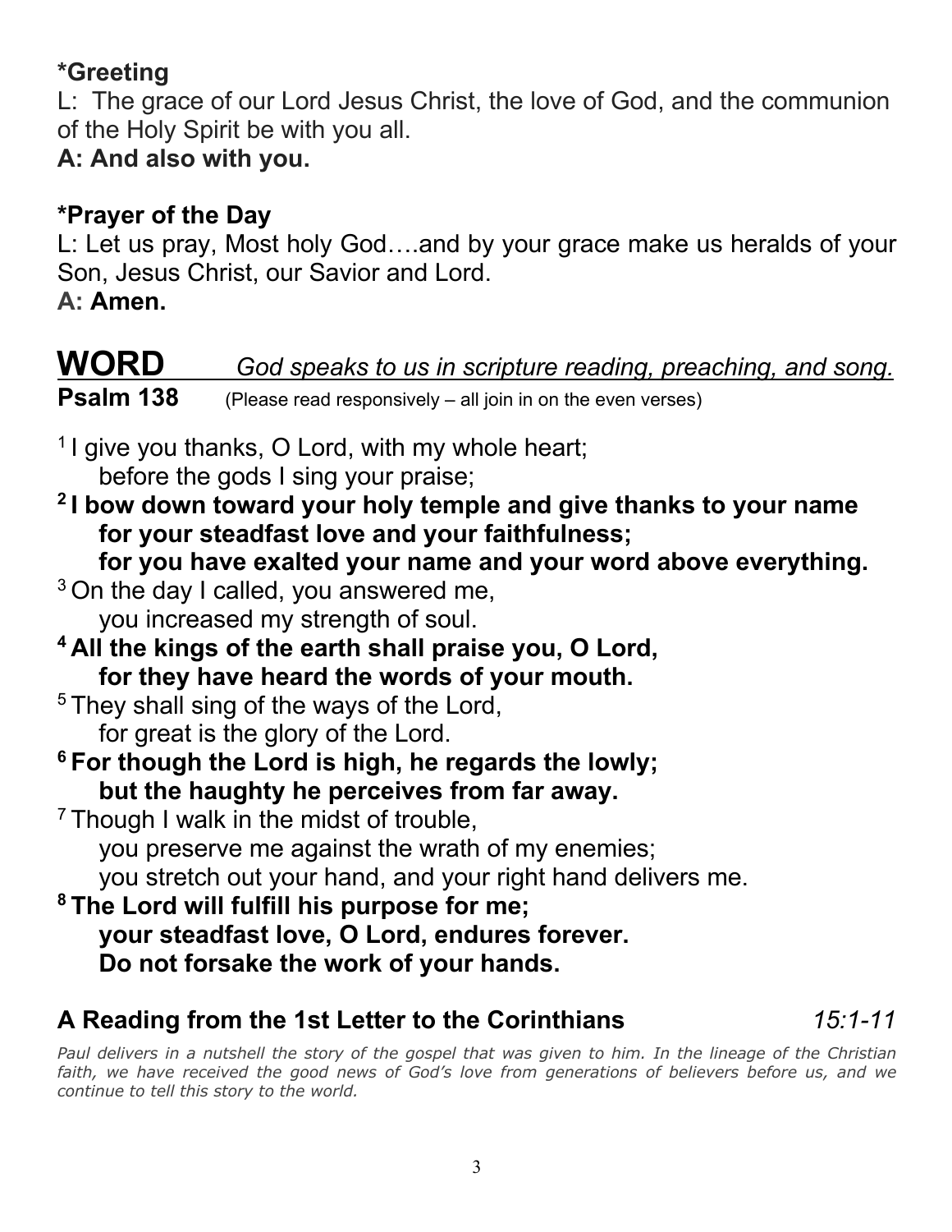**\*Greeting**

L: The grace of our Lord Jesus Christ, the love of God, and the communion of the Holy Spirit be with you all.

**A: And also with you.**

**\*Prayer of the Day**

L: Let us pray, Most holy God….and by your grace make us heralds of your Son, Jesus Christ, our Savior and Lord.

**A: Amen.**

# WORD *God speaks to us in scripture reading, preaching, and song.*

**Psalm 138** (Please read responsively – all join in on the even verses)

[1] I give you thanks, O Lord, with my whole heart;
before the gods I sing your praise;

**[2] I bow down toward your holy temple and give thanks to your name
for your steadfast love and your faithfulness;
for you have exalted your name and your word above everything.**

[3] On the day I called, you answered me,
you increased my strength of soul.

**[4] All the kings of the earth shall praise you, O Lord,
for they have heard the words of your mouth.**

[5] They shall sing of the ways of the Lord,
for great is the glory of the Lord.

**[6] For though the Lord is high, he regards the lowly;
but the haughty he perceives from far away.**

[7] Though I walk in the midst of trouble,
you preserve me against the wrath of my enemies;
you stretch out your hand, and your right hand delivers me.

**[8] The Lord will fulfill his purpose for me;
your steadfast love, O Lord, endures forever.
Do not forsake the work of your hands.**

## A Reading from the 1st Letter to the Corinthians *15:1-11*

*Paul delivers in a nutshell the story of the gospel that was given to him. In the lineage of the Christian faith, we have received the good news of God's love from generations of believers before us, and we continue to tell this story to the world.*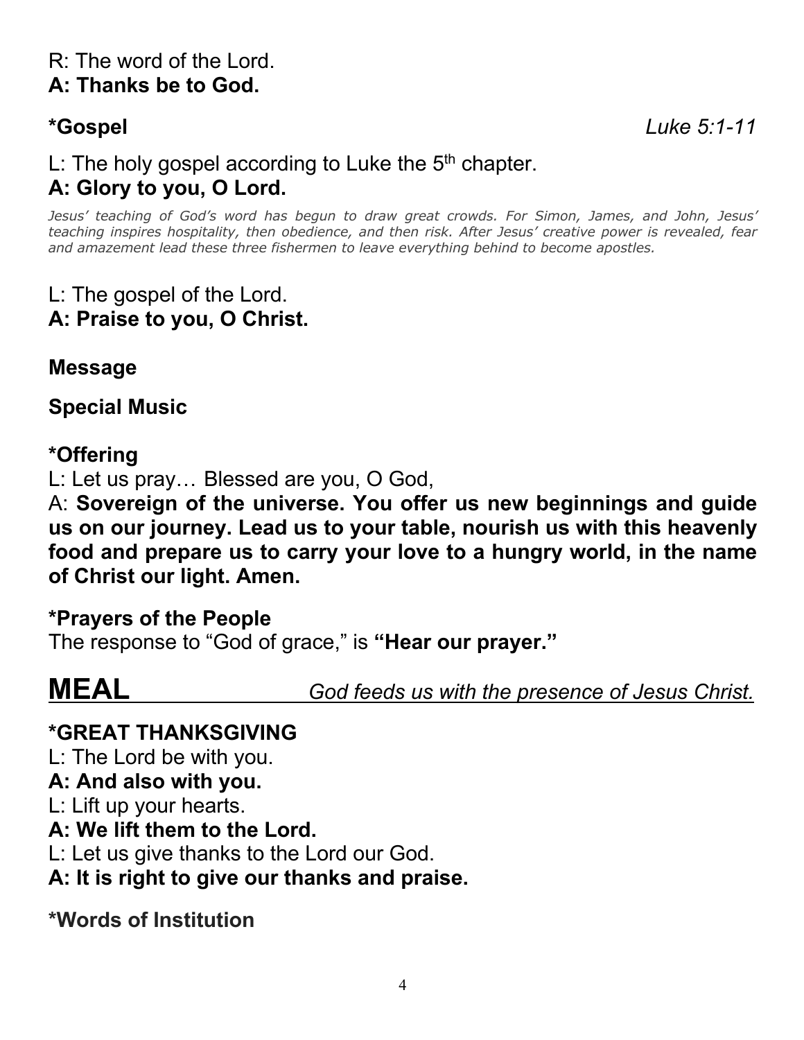R: The word of the Lord.
**A: Thanks be to God.**

**\*Gospel** *Luke 5:1-11*

L: The holy gospel according to Luke the 5th chapter.
**A: Glory to you, O Lord.**

*Jesus' teaching of God's word has begun to draw great crowds. For Simon, James, and John, Jesus' teaching inspires hospitality, then obedience, and then risk. After Jesus' creative power is revealed, fear and amazement lead these three fishermen to leave everything behind to become apostles.*

L: The gospel of the Lord.
**A: Praise to you, O Christ.**

**Message**

**Special Music**

**\*Offering**
L: Let us pray… Blessed are you, O God,
A: **Sovereign of the universe. You offer us new beginnings and guide us on our journey. Lead us to your table, nourish us with this heavenly food and prepare us to carry your love to a hungry world, in the name of Christ our light. Amen.**

**\*Prayers of the People**
The response to "God of grace," is **"Hear our prayer."**

## MEAL *God feeds us with the presence of Jesus Christ.*

**\*GREAT THANKSGIVING**
L: The Lord be with you.
**A: And also with you.**
L: Lift up your hearts.
**A: We lift them to the Lord.**
L: Let us give thanks to the Lord our God.
**A: It is right to give our thanks and praise.**

**\*Words of Institution**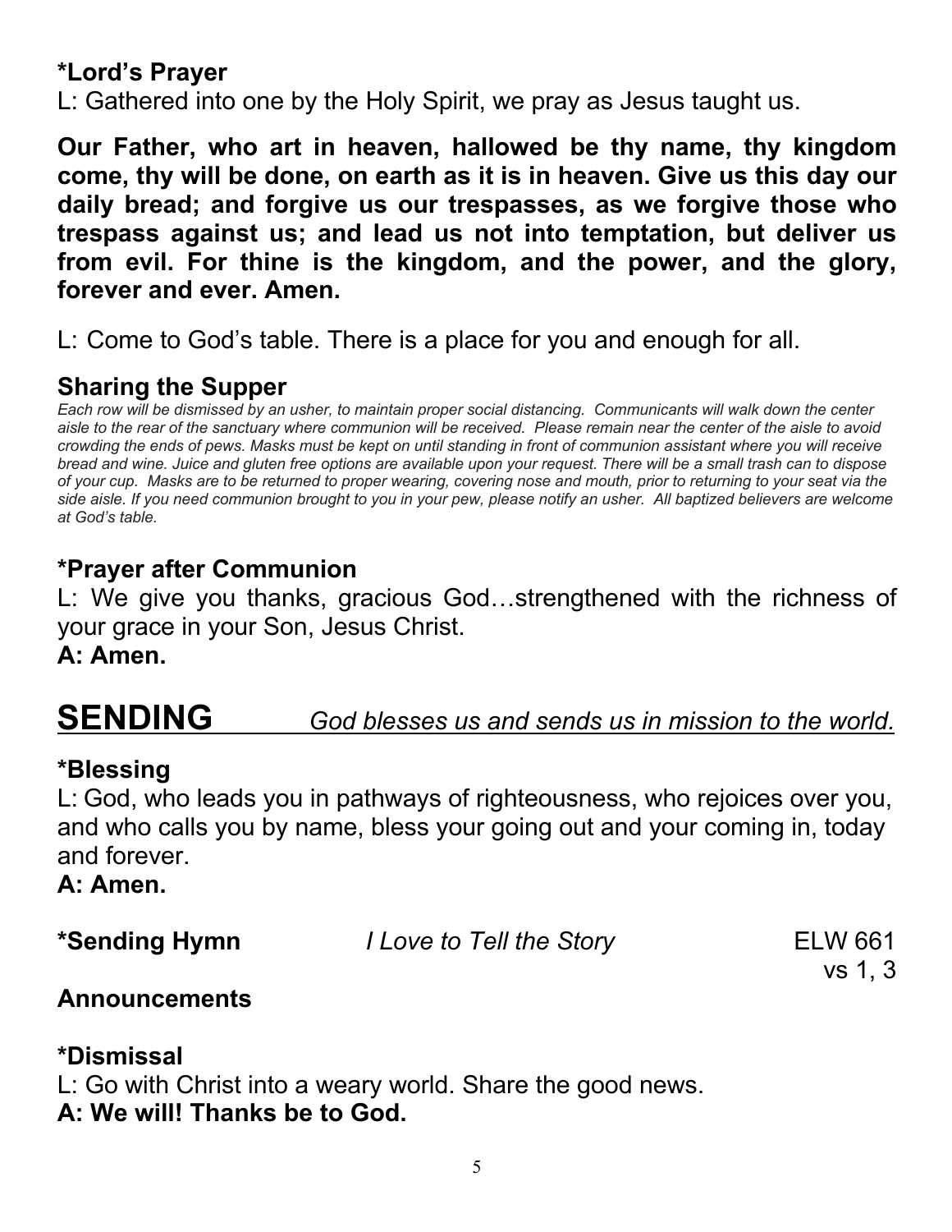### *Lord's Prayer

L: Gathered into one by the Holy Spirit, we pray as Jesus taught us.

**Our Father, who art in heaven, hallowed be thy name, thy kingdom come, thy will be done, on earth as it is in heaven. Give us this day our daily bread; and forgive us our trespasses, as we forgive those who trespass against us; and lead us not into temptation, but deliver us from evil. For thine is the kingdom, and the power, and the glory, forever and ever. Amen.**

L: Come to God's table. There is a place for you and enough for all.

### Sharing the Supper

*Each row will be dismissed by an usher, to maintain proper social distancing. Communicants will walk down the center aisle to the rear of the sanctuary where communion will be received. Please remain near the center of the aisle to avoid crowding the ends of pews. Masks must be kept on until standing in front of communion assistant where you will receive bread and wine. Juice and gluten free options are available upon your request. There will be a small trash can to dispose of your cup. Masks are to be returned to proper wearing, covering nose and mouth, prior to returning to your seat via the side aisle. If you need communion brought to you in your pew, please notify an usher. All baptized believers are welcome at God's table.*

### *Prayer after Communion

L: We give you thanks, gracious God…strengthened with the richness of your grace in your Son, Jesus Christ.

**A: Amen.**

## SENDING *God blesses us and sends us in mission to the world.*

### *Blessing

L: God, who leads you in pathways of righteousness, who rejoices over you, and who calls you by name, bless your going out and your coming in, today and forever.

**A: Amen.**

**\*Sending Hymn** *I Love to Tell the Story* ELW 661 vs 1, 3

### Announcements

### *Dismissal

L: Go with Christ into a weary world. Share the good news.

**A: We will! Thanks be to God.**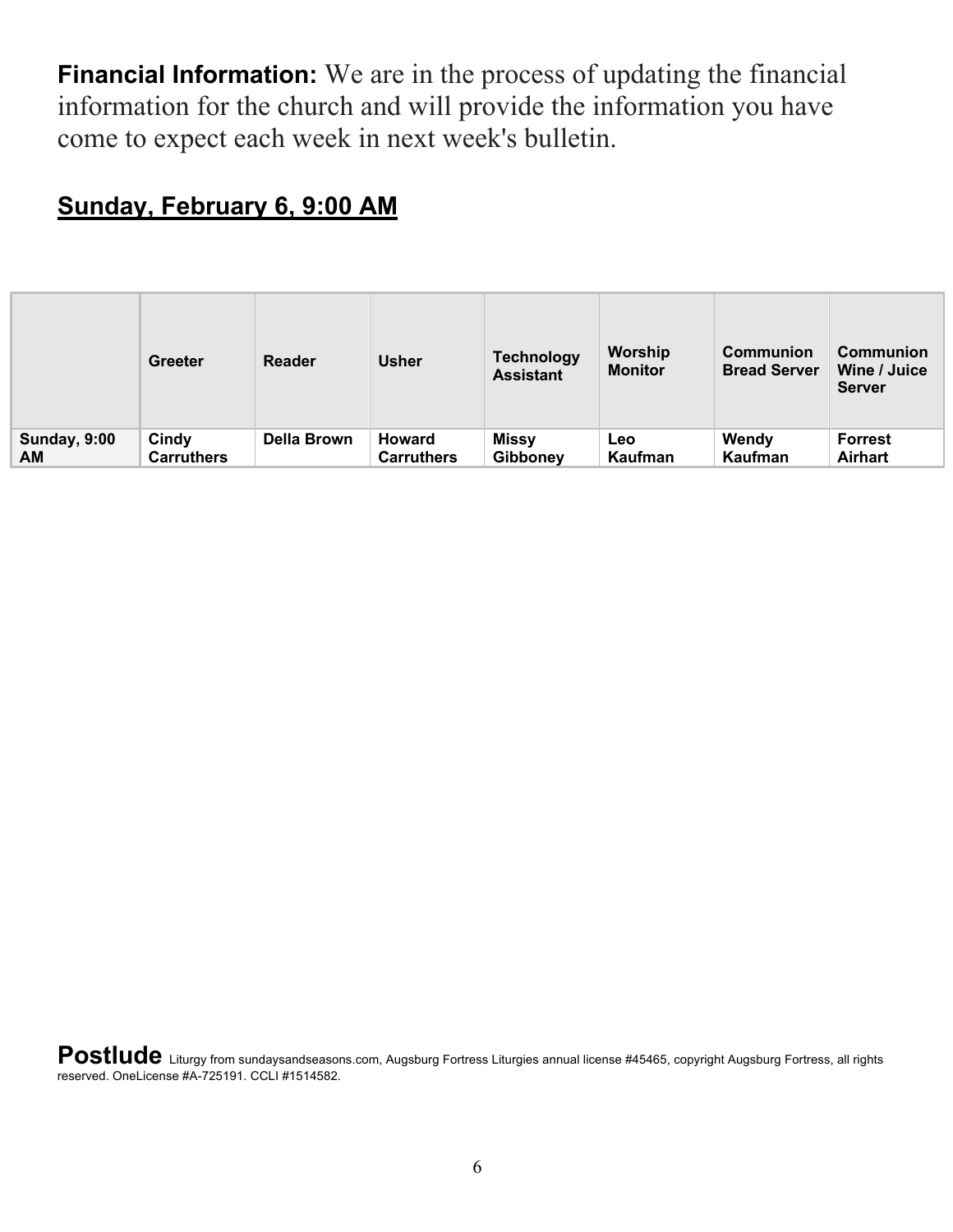**Financial Information:** We are in the process of updating the financial information for the church and will provide the information you have come to expect each week in next week's bulletin.

## Sunday, February 6, 9:00 AM

| | Greeter | Reader | Usher | Technology Assistant | Worship Monitor | Communion Bread Server | Communion Wine / Juice Server |
|---|---|---|---|---|---|---|---|
| **Sunday, 9:00 AM** | **Cindy Carruthers** | **Della Brown** | **Howard Carruthers** | **Missy Gibboney** | **Leo Kaufman** | **Wendy Kaufman** | **Forrest Airhart** |

**Postlude** Liturgy from sundaysandseasons.com, Augsburg Fortress Liturgies annual license #45465, copyright Augsburg Fortress, all rights reserved. OneLicense #A-725191. CCLI #1514582.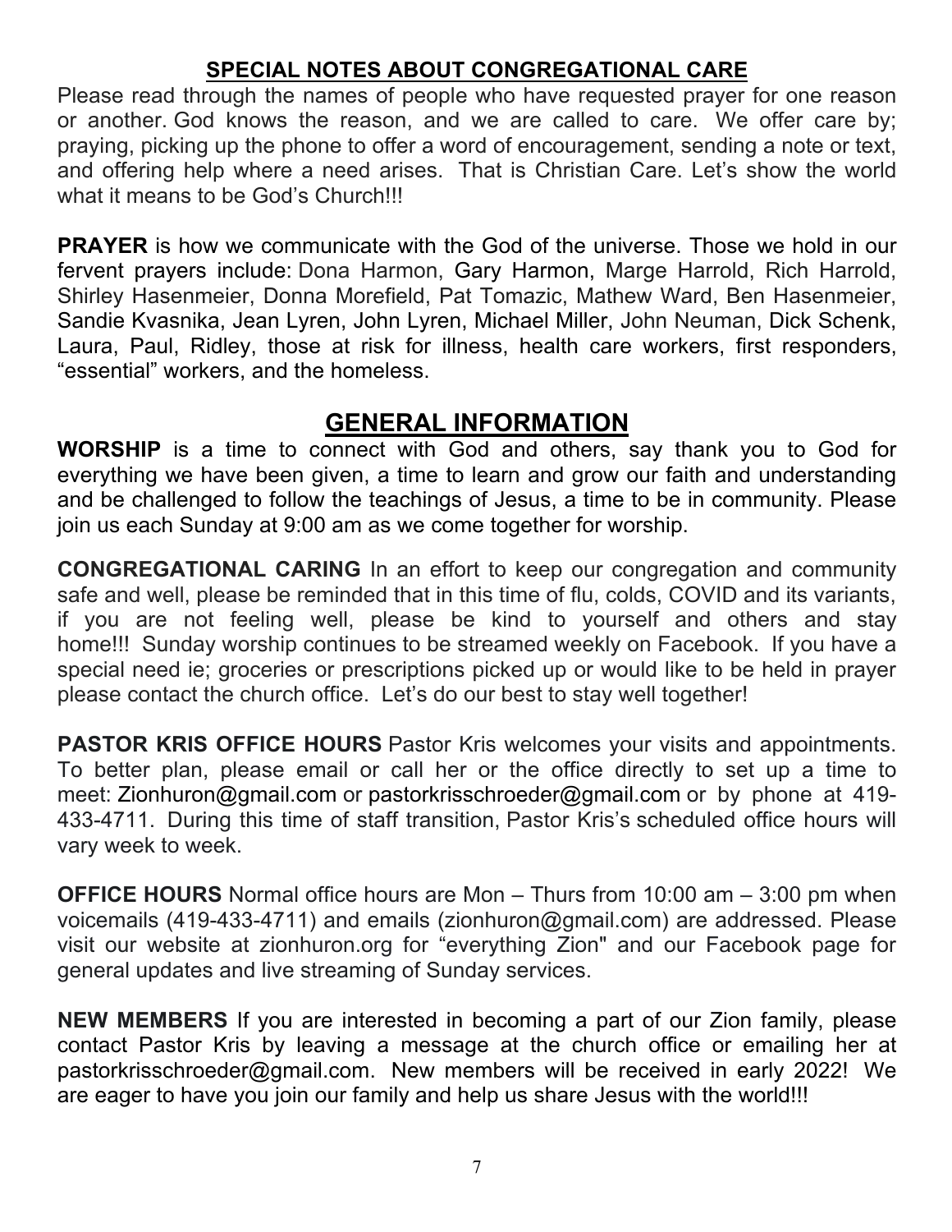## SPECIAL NOTES ABOUT CONGREGATIONAL CARE

Please read through the names of people who have requested prayer for one reason or another. God knows the reason, and we are called to care. We offer care by; praying, picking up the phone to offer a word of encouragement, sending a note or text, and offering help where a need arises. That is Christian Care. Let's show the world what it means to be God's Church!!!

**PRAYER** is how we communicate with the God of the universe. Those we hold in our fervent prayers include: Dona Harmon, Gary Harmon, Marge Harrold, Rich Harrold, Shirley Hasenmeier, Donna Morefield, Pat Tomazic, Mathew Ward, Ben Hasenmeier, Sandie Kvasnika, Jean Lyren, John Lyren, Michael Miller, John Neuman, Dick Schenk, Laura, Paul, Ridley, those at risk for illness, health care workers, first responders, "essential" workers, and the homeless.

# GENERAL INFORMATION

**WORSHIP** is a time to connect with God and others, say thank you to God for everything we have been given, a time to learn and grow our faith and understanding and be challenged to follow the teachings of Jesus, a time to be in community. Please join us each Sunday at 9:00 am as we come together for worship.

**CONGREGATIONAL CARING** In an effort to keep our congregation and community safe and well, please be reminded that in this time of flu, colds, COVID and its variants, if you are not feeling well, please be kind to yourself and others and stay home!!! Sunday worship continues to be streamed weekly on Facebook. If you have a special need ie; groceries or prescriptions picked up or would like to be held in prayer please contact the church office. Let's do our best to stay well together!

**PASTOR KRIS OFFICE HOURS** Pastor Kris welcomes your visits and appointments. To better plan, please email or call her or the office directly to set up a time to meet: Zionhuron@gmail.com or pastorkrisschroeder@gmail.com or by phone at 419-433-4711. During this time of staff transition, Pastor Kris's scheduled office hours will vary week to week.

**OFFICE HOURS** Normal office hours are Mon – Thurs from 10:00 am – 3:00 pm when voicemails (419-433-4711) and emails (zionhuron@gmail.com) are addressed. Please visit our website at zionhuron.org for "everything Zion" and our Facebook page for general updates and live streaming of Sunday services.

**NEW MEMBERS** If you are interested in becoming a part of our Zion family, please contact Pastor Kris by leaving a message at the church office or emailing her at pastorkrisschroeder@gmail.com. New members will be received in early 2022! We are eager to have you join our family and help us share Jesus with the world!!!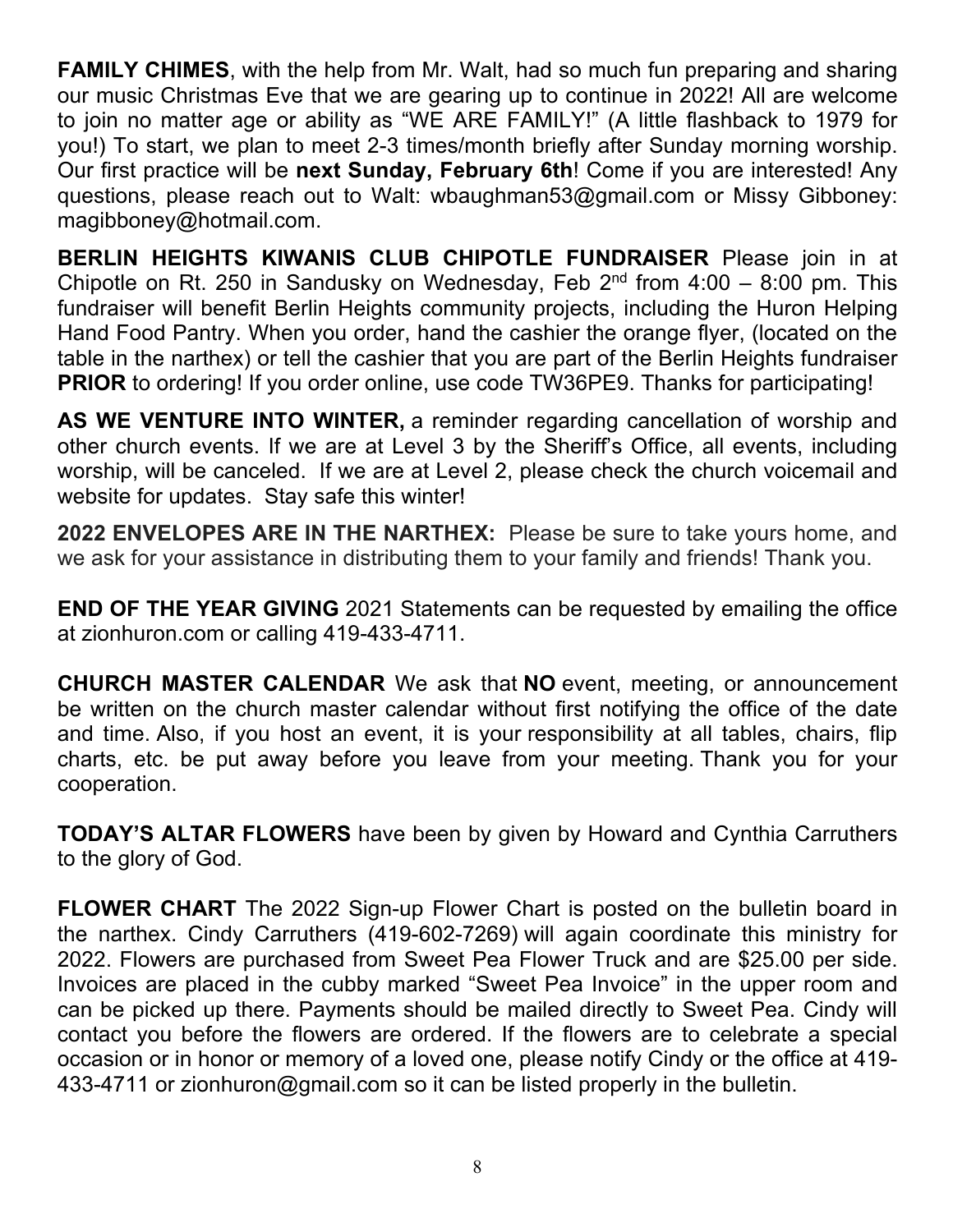**FAMILY CHIMES**, with the help from Mr. Walt, had so much fun preparing and sharing our music Christmas Eve that we are gearing up to continue in 2022! All are welcome to join no matter age or ability as "WE ARE FAMILY!" (A little flashback to 1979 for you!) To start, we plan to meet 2-3 times/month briefly after Sunday morning worship. Our first practice will be **next Sunday, February 6th**! Come if you are interested! Any questions, please reach out to Walt: wbaughman53@gmail.com or Missy Gibboney: magibboney@hotmail.com.

**BERLIN HEIGHTS KIWANIS CLUB CHIPOTLE FUNDRAISER** Please join in at Chipotle on Rt. 250 in Sandusky on Wednesday, Feb 2nd from 4:00 – 8:00 pm. This fundraiser will benefit Berlin Heights community projects, including the Huron Helping Hand Food Pantry. When you order, hand the cashier the orange flyer, (located on the table in the narthex) or tell the cashier that you are part of the Berlin Heights fundraiser **PRIOR** to ordering! If you order online, use code TW36PE9. Thanks for participating!

**AS WE VENTURE INTO WINTER,** a reminder regarding cancellation of worship and other church events. If we are at Level 3 by the Sheriff's Office, all events, including worship, will be canceled. If we are at Level 2, please check the church voicemail and website for updates. Stay safe this winter!

**2022 ENVELOPES ARE IN THE NARTHEX:** Please be sure to take yours home, and we ask for your assistance in distributing them to your family and friends! Thank you.

**END OF THE YEAR GIVING** 2021 Statements can be requested by emailing the office at zionhuron.com or calling 419-433-4711.

**CHURCH MASTER CALENDAR** We ask that **NO** event, meeting, or announcement be written on the church master calendar without first notifying the office of the date and time. Also, if you host an event, it is your responsibility at all tables, chairs, flip charts, etc. be put away before you leave from your meeting. Thank you for your cooperation.

**TODAY'S ALTAR FLOWERS** have been by given by Howard and Cynthia Carruthers to the glory of God.

**FLOWER CHART** The 2022 Sign-up Flower Chart is posted on the bulletin board in the narthex. Cindy Carruthers (419-602-7269) will again coordinate this ministry for 2022. Flowers are purchased from Sweet Pea Flower Truck and are $25.00 per side. Invoices are placed in the cubby marked "Sweet Pea Invoice" in the upper room and can be picked up there. Payments should be mailed directly to Sweet Pea. Cindy will contact you before the flowers are ordered. If the flowers are to celebrate a special occasion or in honor or memory of a loved one, please notify Cindy or the office at 419-433-4711 or zionhuron@gmail.com so it can be listed properly in the bulletin.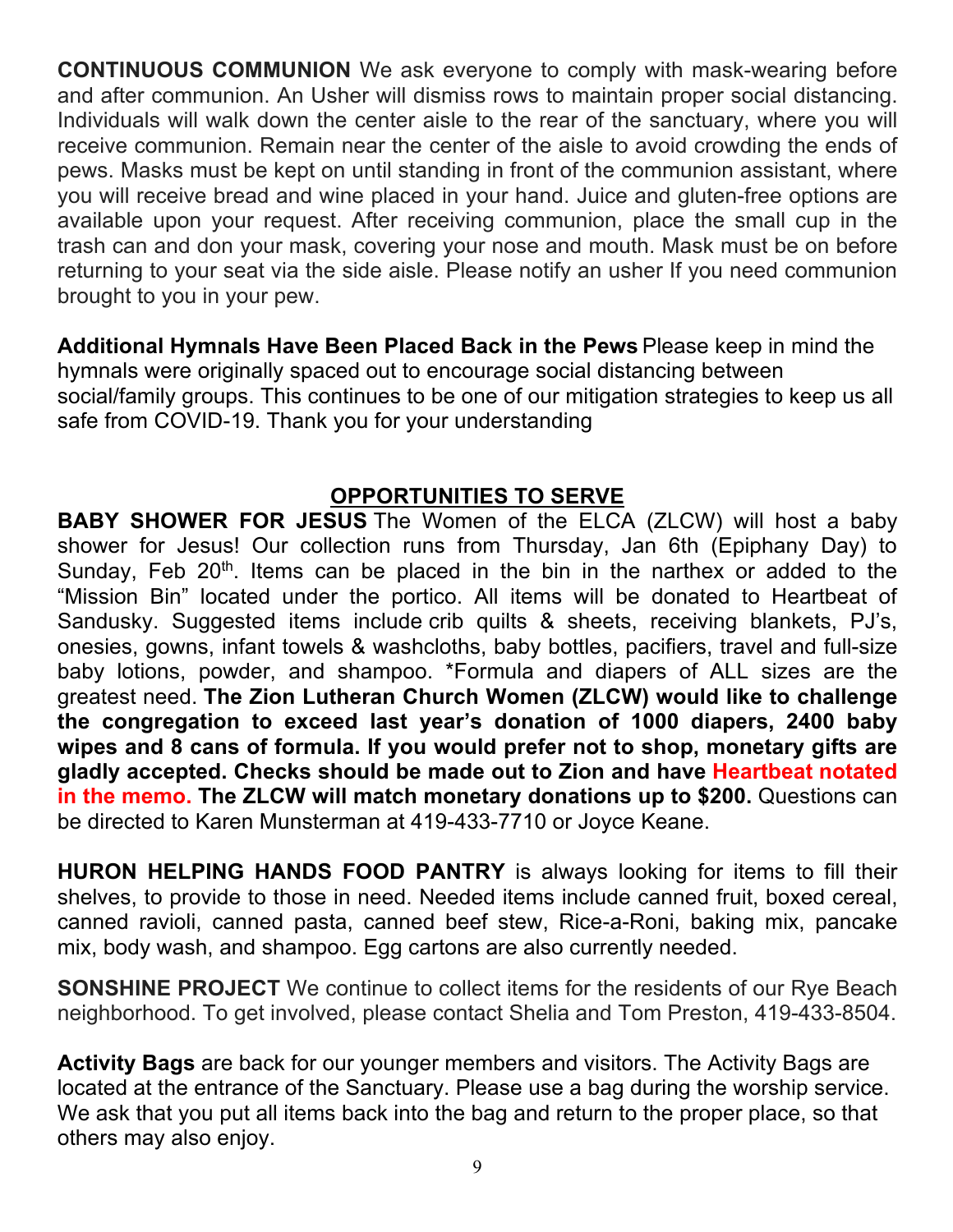**CONTINUOUS COMMUNION** We ask everyone to comply with mask-wearing before and after communion. An Usher will dismiss rows to maintain proper social distancing. Individuals will walk down the center aisle to the rear of the sanctuary, where you will receive communion. Remain near the center of the aisle to avoid crowding the ends of pews. Masks must be kept on until standing in front of the communion assistant, where you will receive bread and wine placed in your hand. Juice and gluten-free options are available upon your request. After receiving communion, place the small cup in the trash can and don your mask, covering your nose and mouth. Mask must be on before returning to your seat via the side aisle. Please notify an usher If you need communion brought to you in your pew.

**Additional Hymnals Have Been Placed Back in the Pews** Please keep in mind the hymnals were originally spaced out to encourage social distancing between social/family groups. This continues to be one of our mitigation strategies to keep us all safe from COVID-19. Thank you for your understanding

## OPPORTUNITIES TO SERVE

**BABY SHOWER FOR JESUS** The Women of the ELCA (ZLCW) will host a baby shower for Jesus! Our collection runs from Thursday, Jan 6th (Epiphany Day) to Sunday, Feb 20th. Items can be placed in the bin in the narthex or added to the "Mission Bin" located under the portico. All items will be donated to Heartbeat of Sandusky. Suggested items include crib quilts & sheets, receiving blankets, PJ's, onesies, gowns, infant towels & washcloths, baby bottles, pacifiers, travel and full-size baby lotions, powder, and shampoo. *Formula and diapers of ALL sizes are the greatest need. **The Zion Lutheran Church Women (ZLCW) would like to challenge the congregation to exceed last year's donation of 1000 diapers, 2400 baby wipes and 8 cans of formula. If you would prefer not to shop, monetary gifts are gladly accepted. Checks should be made out to Zion and have Heartbeat notated in the memo. The ZLCW will match monetary donations up to $200.** Questions can be directed to Karen Munsterman at 419-433-7710 or Joyce Keane.

**HURON HELPING HANDS FOOD PANTRY** is always looking for items to fill their shelves, to provide to those in need. Needed items include canned fruit, boxed cereal, canned ravioli, canned pasta, canned beef stew, Rice-a-Roni, baking mix, pancake mix, body wash, and shampoo. Egg cartons are also currently needed.

**SONSHINE PROJECT** We continue to collect items for the residents of our Rye Beach neighborhood. To get involved, please contact Shelia and Tom Preston, 419-433-8504.

**Activity Bags** are back for our younger members and visitors. The Activity Bags are located at the entrance of the Sanctuary. Please use a bag during the worship service. We ask that you put all items back into the bag and return to the proper place, so that others may also enjoy.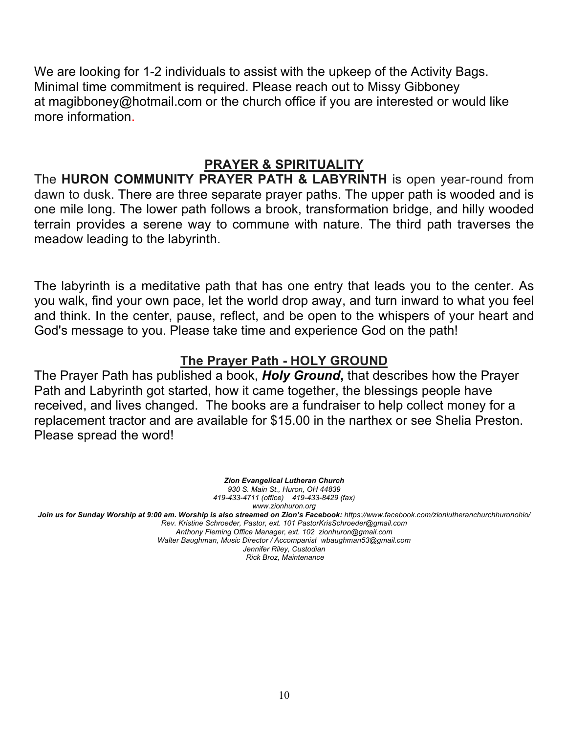We are looking for 1-2 individuals to assist with the upkeep of the Activity Bags. Minimal time commitment is required. Please reach out to Missy Gibboney at magibboney@hotmail.com or the church office if you are interested or would like more information.

## PRAYER & SPIRITUALITY

The **HURON COMMUNITY PRAYER PATH & LABYRINTH** is open year-round from dawn to dusk. There are three separate prayer paths. The upper path is wooded and is one mile long. The lower path follows a brook, transformation bridge, and hilly wooded terrain provides a serene way to commune with nature. The third path traverses the meadow leading to the labyrinth.

The labyrinth is a meditative path that has one entry that leads you to the center. As you walk, find your own pace, let the world drop away, and turn inward to what you feel and think. In the center, pause, reflect, and be open to the whispers of your heart and God's message to you. Please take time and experience God on the path!

## The Prayer Path - HOLY GROUND

The Prayer Path has published a book, ***Holy Ground*,** that describes how the Prayer Path and Labyrinth got started, how it came together, the blessings people have received, and lives changed. The books are a fundraiser to help collect money for a replacement tractor and are available for $15.00 in the narthex or see Shelia Preston. Please spread the word!

***Zion Evangelical Lutheran Church***
*930 S. Main St., Huron, OH 44839*
*419-433-4711 (office) 419-433-8429 (fax)*
*www.zionhuron.org*
***Join us for Sunday Worship at 9:00 am. Worship is also streamed on Zion's Facebook:*** *https://www.facebook.com/zionlutheranchurchhuronohio/*
*Rev. Kristine Schroeder, Pastor, ext. 101 PastorKrisSchroeder@gmail.com*
*Anthony Fleming Office Manager, ext. 102 zionhuron@gmail.com*
*Walter Baughman, Music Director / Accompanist wbaughman53@gmail.com*
*Jennifer Riley, Custodian*
*Rick Broz, Maintenance*